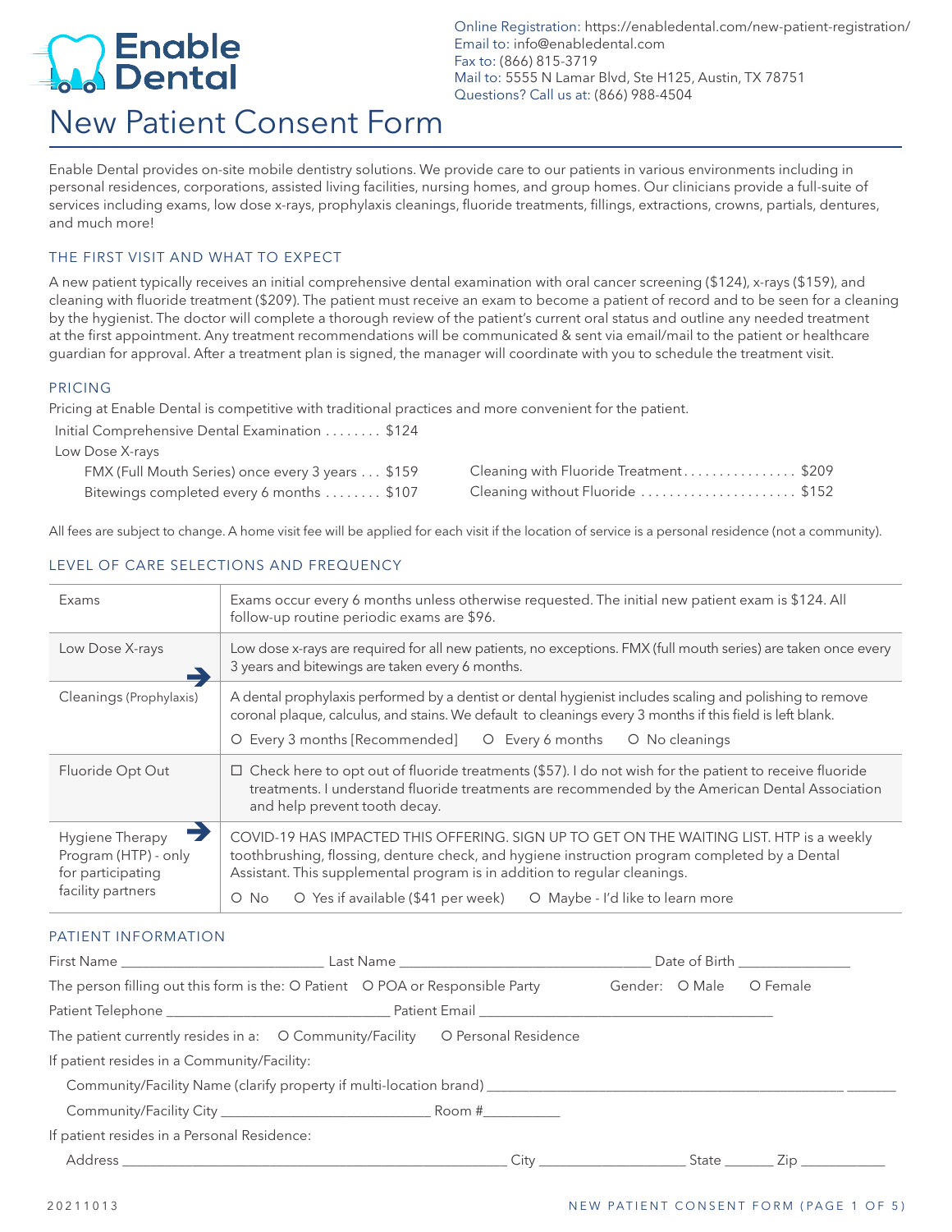Enable Dental

Online Registration: https://enabledental.com/new-patient-registration/
Email to: info@enabledental.com
Fax to: (866) 815-3719
Mail to: 5555 N Lamar Blvd, Ste H125, Austin, TX 78751
Questions? Call us at: (866) 988-4504

# New Patient Consent Form

Enable Dental provides on-site mobile dentistry solutions. We provide care to our patients in various environments including in personal residences, corporations, assisted living facilities, nursing homes, and group homes. Our clinicians provide a full-suite of services including exams, low dose x-rays, prophylaxis cleanings, fluoride treatments, fillings, extractions, crowns, partials, dentures, and much more!

## THE FIRST VISIT AND WHAT TO EXPECT

A new patient typically receives an initial comprehensive dental examination with oral cancer screening ($124), x-rays ($159), and cleaning with fluoride treatment ($209). The patient must receive an exam to become a patient of record and to be seen for a cleaning by the hygienist. The doctor will complete a thorough review of the patient's current oral status and outline any needed treatment at the first appointment. Any treatment recommendations will be communicated & sent via email/mail to the patient or healthcare guardian for approval. After a treatment plan is signed, the manager will coordinate with you to schedule the treatment visit.

## PRICING

Pricing at Enable Dental is competitive with traditional practices and more convenient for the patient.

Initial Comprehensive Dental Examination . . . . . . . . $124

Low Dose X-rays

- FMX (Full Mouth Series) once every 3 years . . . $159
- Bitewings completed every 6 months . . . . . . . . $107

Cleaning with Fluoride Treatment . . . . . . . . . . . . . . . . $209

Cleaning without Fluoride . . . . . . . . . . . . . . . . . . . . . . $152

All fees are subject to change. A home visit fee will be applied for each visit if the location of service is a personal residence (not a community).

## LEVEL OF CARE SELECTIONS AND FREQUENCY

| | |
|---|---|
| Exams | Exams occur every 6 months unless otherwise requested. The initial new patient exam is $124. All follow-up routine periodic exams are $96. |
| Low Dose X-rays | Low dose x-rays are required for all new patients, no exceptions. FMX (full mouth series) are taken once every 3 years and bitewings are taken every 6 months. |
| ➔ Cleanings (Prophylaxis) | A dental prophylaxis performed by a dentist or dental hygienist includes scaling and polishing to remove coronal plaque, calculus, and stains. We default to cleanings every 3 months if this field is left blank. <br> O Every 3 months [Recommended] O Every 6 months O No cleanings |
| Fluoride Opt Out | ☐ Check here to opt out of fluoride treatments ($57). I do not wish for the patient to receive fluoride treatments. I understand fluoride treatments are recommended by the American Dental Association and help prevent tooth decay. |
| ➔ Hygiene Therapy Program (HTP) - only for participating facility partners | COVID-19 HAS IMPACTED THIS OFFERING. SIGN UP TO GET ON THE WAITING LIST. HTP is a weekly toothbrushing, flossing, denture check, and hygiene instruction program completed by a Dental Assistant. This supplemental program is in addition to regular cleanings. <br> O No O Yes if available ($41 per week) O Maybe - I'd like to learn more |

## PATIENT INFORMATION

First Name ____________________ Last Name ________________________ Date of Birth ____________

The person filling out this form is the: O Patient O POA or Responsible Party Gender: O Male O Female

Patient Telephone ______________________ Patient Email ______________________________

The patient currently resides in a: O Community/Facility O Personal Residence

If patient resides in a Community/Facility:

Community/Facility Name (clarify property if multi-location brand) ______________________________________

Community/Facility City ______________________ Room #__________

If patient resides in a Personal Residence:

Address ____________________________________________ City ________________ State ______ Zip __________

20211013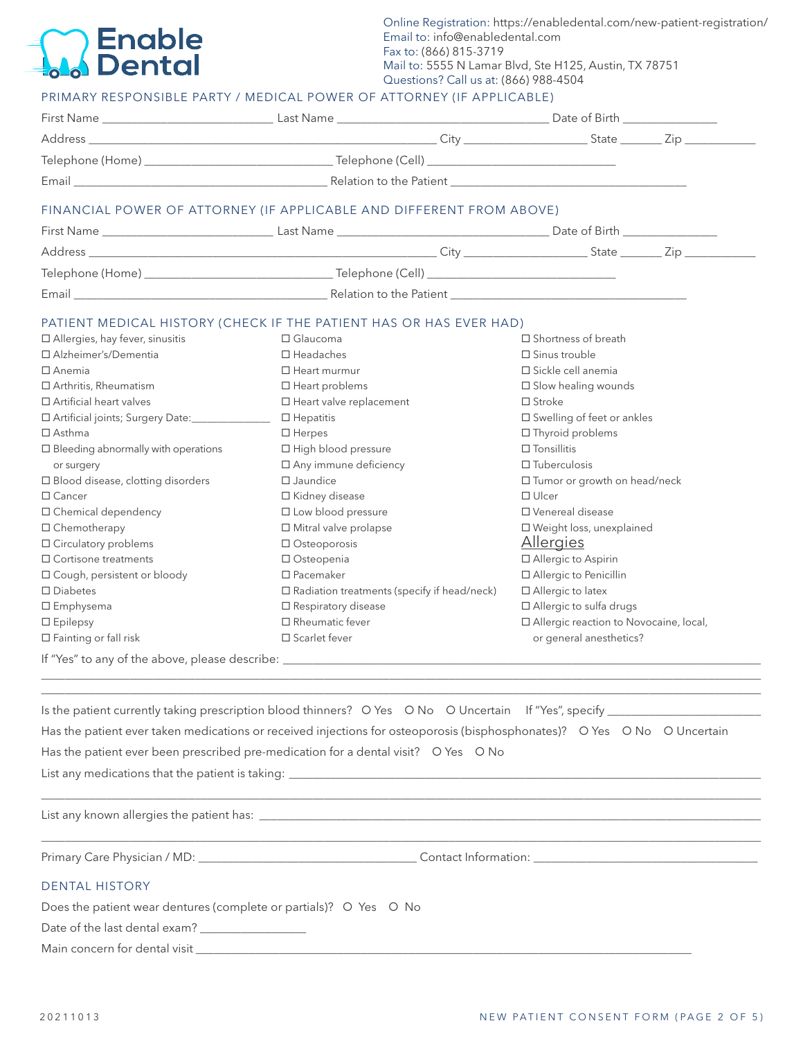# Enable Dental

Online Registration: https://enabledental.com/new-patient-registration/
Email to: info@enabledental.com
Fax to: (866) 815-3719
Mail to: 5555 N Lamar Blvd, Ste H125, Austin, TX 78751
Questions? Call us at: (866) 988-4504

## PRIMARY RESPONSIBLE PARTY / MEDICAL POWER OF ATTORNEY (IF APPLICABLE)

First Name ____________________ Last Name ____________________ Date of Birth ____________

Address ________________________________ City ______________ State ______ Zip __________

Telephone (Home) ____________________ Telephone (Cell) ____________________

Email ____________________ Relation to the Patient ____________________

## FINANCIAL POWER OF ATTORNEY (IF APPLICABLE AND DIFFERENT FROM ABOVE)

First Name ____________________ Last Name ____________________ Date of Birth ____________

Address ________________________________ City ______________ State ______ Zip __________

Telephone (Home) ____________________ Telephone (Cell) ____________________

Email ____________________ Relation to the Patient ____________________

## PATIENT MEDICAL HISTORY (CHECK IF THE PATIENT HAS OR HAS EVER HAD)

- ☐ Allergies, hay fever, sinusitis
- ☐ Alzheimer's/Dementia
- ☐ Anemia
- ☐ Arthritis, Rheumatism
- ☐ Artificial heart valves
- ☐ Artificial joints; Surgery Date:____________
- ☐ Asthma
- ☐ Bleeding abnormally with operations or surgery
- ☐ Blood disease, clotting disorders
- ☐ Cancer
- ☐ Chemical dependency
- ☐ Chemotherapy
- ☐ Circulatory problems
- ☐ Cortisone treatments
- ☐ Cough, persistent or bloody
- ☐ Diabetes
- ☐ Emphysema
- ☐ Epilepsy
- ☐ Fainting or fall risk
- ☐ Glaucoma
- ☐ Headaches
- ☐ Heart murmur
- ☐ Heart problems
- ☐ Heart valve replacement
- ☐ Hepatitis
- ☐ Herpes
- ☐ High blood pressure
- ☐ Any immune deficiency
- ☐ Jaundice
- ☐ Kidney disease
- ☐ Low blood pressure
- ☐ Mitral valve prolapse
- ☐ Osteoporosis
- ☐ Osteopenia
- ☐ Pacemaker
- ☐ Radiation treatments (specify if head/neck)
- ☐ Respiratory disease
- ☐ Rheumatic fever
- ☐ Scarlet fever
- ☐ Shortness of breath
- ☐ Sinus trouble
- ☐ Sickle cell anemia
- ☐ Slow healing wounds
- ☐ Stroke
- ☐ Swelling of feet or ankles
- ☐ Thyroid problems
- ☐ Tonsillitis
- ☐ Tuberculosis
- ☐ Tumor or growth on head/neck
- ☐ Ulcer
- ☐ Venereal disease
- ☐ Weight loss, unexplained

### Allergies

- ☐ Allergic to Aspirin
- ☐ Allergic to Penicillin
- ☐ Allergic to latex
- ☐ Allergic to sulfa drugs
- ☐ Allergic reaction to Novocaine, local, or general anesthetics?

If "Yes" to any of the above, please describe: ________________________________________

________________________________________________________________________________

________________________________________________________________________________

Is the patient currently taking prescription blood thinners? ○ Yes ○ No ○ Uncertain If "Yes", specify ____________________

Has the patient ever taken medications or received injections for osteoporosis (bisphosphonates)? ○ Yes ○ No ○ Uncertain

Has the patient ever been prescribed pre-medication for a dental visit? ○ Yes ○ No

List any medications that the patient is taking: ________________________________________

________________________________________________________________________________

List any known allergies the patient has: ________________________________________

________________________________________________________________________________

Primary Care Physician / MD: ____________________ Contact Information: ____________________

## DENTAL HISTORY

Does the patient wear dentures (complete or partials)? ○ Yes ○ No

Date of the last dental exam? ______________

Main concern for dental visit ________________________________________

20211013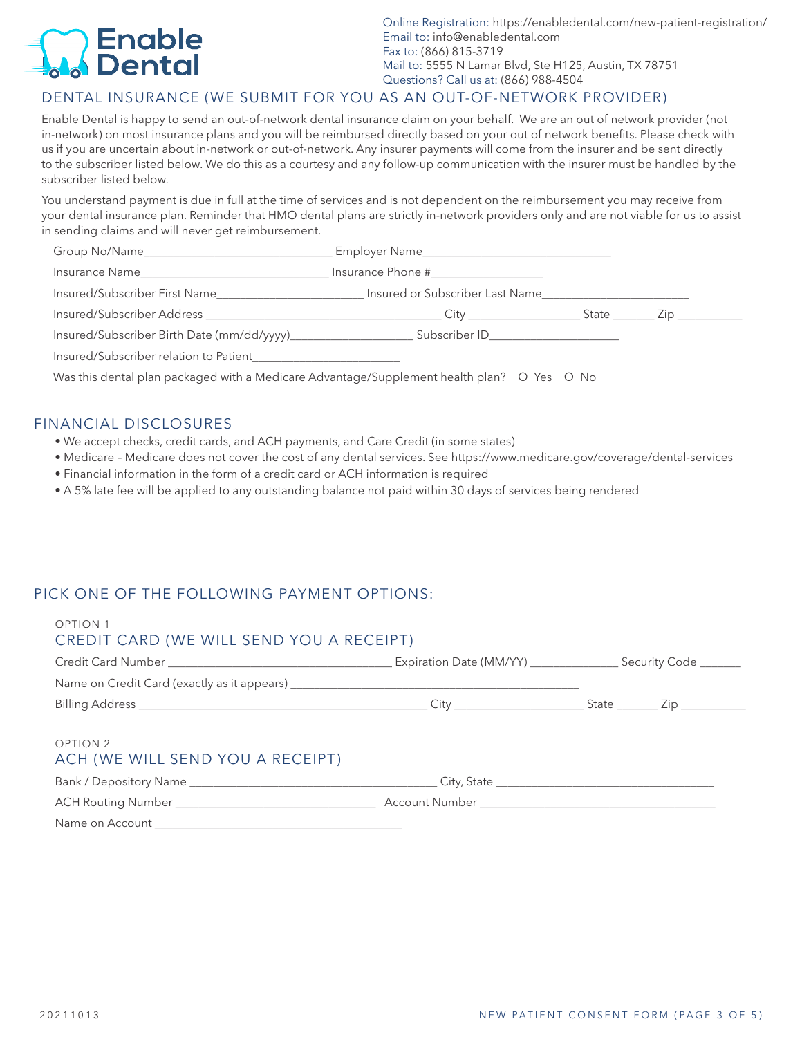Online Registration: https://enabledental.com/new-patient-registration/
Email to: info@enabledental.com
Fax to: (866) 815-3719
Mail to: 5555 N Lamar Blvd, Ste H125, Austin, TX 78751
Questions? Call us at: (866) 988-4504

## DENTAL INSURANCE (WE SUBMIT FOR YOU AS AN OUT-OF-NETWORK PROVIDER)

Enable Dental is happy to send an out-of-network dental insurance claim on your behalf. We are an out of network provider (not in-network) on most insurance plans and you will be reimbursed directly based on your out of network benefits. Please check with us if you are uncertain about in-network or out-of-network. Any insurer payments will come from the insurer and be sent directly to the subscriber listed below. We do this as a courtesy and any follow-up communication with the insurer must be handled by the subscriber listed below.

You understand payment is due in full at the time of services and is not dependent on the reimbursement you may receive from your dental insurance plan. Reminder that HMO dental plans are strictly in-network providers only and are not viable for us to assist in sending claims and will never get reimbursement.

Group No/Name_______________________________ Employer Name______________________________

Insurance Name______________________________ Insurance Phone #__________________

Insured/Subscriber First Name________________________ Insured or Subscriber Last Name________________________

Insured/Subscriber Address _______________________________________ City __________________ State _______ Zip ___________

Insured/Subscriber Birth Date (mm/dd/yyyy)____________________ Subscriber ID_____________________

Insured/Subscriber relation to Patient________________________

Was this dental plan packaged with a Medicare Advantage/Supplement health plan? O Yes O No

## FINANCIAL DISCLOSURES

- We accept checks, credit cards, and ACH payments, and Care Credit (in some states)
- Medicare – Medicare does not cover the cost of any dental services. See https://www.medicare.gov/coverage/dental-services
- Financial information in the form of a credit card or ACH information is required
- A 5% late fee will be applied to any outstanding balance not paid within 30 days of services being rendered

## PICK ONE OF THE FOLLOWING PAYMENT OPTIONS:

OPTION 1

### CREDIT CARD (WE WILL SEND YOU A RECEIPT)

Credit Card Number ___________________________________ Expiration Date (MM/YY) ______________ Security Code _______

Name on Credit Card (exactly as it appears) ________________________________________________

Billing Address _________________________________________________ City _____________________ State _______ Zip ___________

OPTION 2

### ACH (WE WILL SEND YOU A RECEIPT)

Bank / Depository Name _________________________________________ City, State ____________________________________

ACH Routing Number _________________________________ Account Number _______________________________________

Name on Account __________________________________________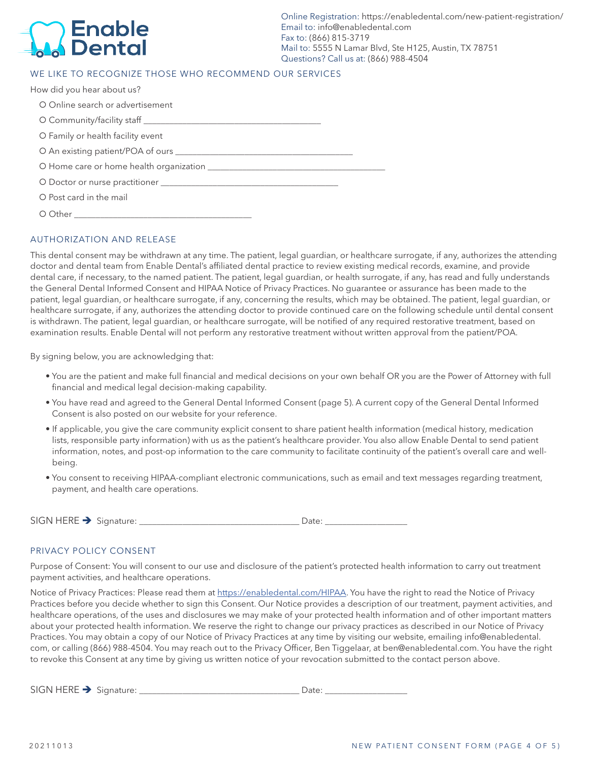**Enable Dental**

Online Registration: https://enabledental.com/new-patient-registration/
Email to: info@enabledental.com
Fax to: (866) 815-3719
Mail to: 5555 N Lamar Blvd, Ste H125, Austin, TX 78751
Questions? Call us at: (866) 988-4504

## WE LIKE TO RECOGNIZE THOSE WHO RECOMMEND OUR SERVICES

How did you hear about us?

- O Online search or advertisement
- O Community/facility staff ________________________________________
- O Family or health facility event
- O An existing patient/POA of ours ________________________________________
- O Home care or home health organization ________________________________________
- O Doctor or nurse practitioner ________________________________________
- O Post card in the mail
- O Other ________________________________________

## AUTHORIZATION AND RELEASE

This dental consent may be withdrawn at any time. The patient, legal guardian, or healthcare surrogate, if any, authorizes the attending doctor and dental team from Enable Dental's affiliated dental practice to review existing medical records, examine, and provide dental care, if necessary, to the named patient. The patient, legal guardian, or health surrogate, if any, has read and fully understands the General Dental Informed Consent and HIPAA Notice of Privacy Practices. No guarantee or assurance has been made to the patient, legal guardian, or healthcare surrogate, if any, concerning the results, which may be obtained. The patient, legal guardian, or healthcare surrogate, if any, authorizes the attending doctor to provide continued care on the following schedule until dental consent is withdrawn. The patient, legal guardian, or healthcare surrogate, will be notified of any required restorative treatment, based on examination results. Enable Dental will not perform any restorative treatment without written approval from the patient/POA.

By signing below, you are acknowledging that:

- You are the patient and make full financial and medical decisions on your own behalf OR you are the Power of Attorney with full financial and medical legal decision-making capability.
- You have read and agreed to the General Dental Informed Consent (page 5). A current copy of the General Dental Informed Consent is also posted on our website for your reference.
- If applicable, you give the care community explicit consent to share patient health information (medical history, medication lists, responsible party information) with us as the patient's healthcare provider. You also allow Enable Dental to send patient information, notes, and post-op information to the care community to facilitate continuity of the patient's overall care and well-being.
- You consent to receiving HIPAA-compliant electronic communications, such as email and text messages regarding treatment, payment, and health care operations.

SIGN HERE ➔ Signature: ____________________________________ Date: ___________________

## PRIVACY POLICY CONSENT

Purpose of Consent: You will consent to our use and disclosure of the patient's protected health information to carry out treatment payment activities, and healthcare operations.

Notice of Privacy Practices: Please read them at https://enabledental.com/HIPAA. You have the right to read the Notice of Privacy Practices before you decide whether to sign this Consent. Our Notice provides a description of our treatment, payment activities, and healthcare operations, of the uses and disclosures we may make of your protected health information and of other important matters about your protected health information. We reserve the right to change our privacy practices as described in our Notice of Privacy Practices. You may obtain a copy of our Notice of Privacy Practices at any time by visiting our website, emailing info@enabledental.com, or calling (866) 988-4504. You may reach out to the Privacy Officer, Ben Tiggelaar, at ben@enabledental.com. You have the right to revoke this Consent at any time by giving us written notice of your revocation submitted to the contact person above.

SIGN HERE ➔ Signature: ____________________________________ Date: ___________________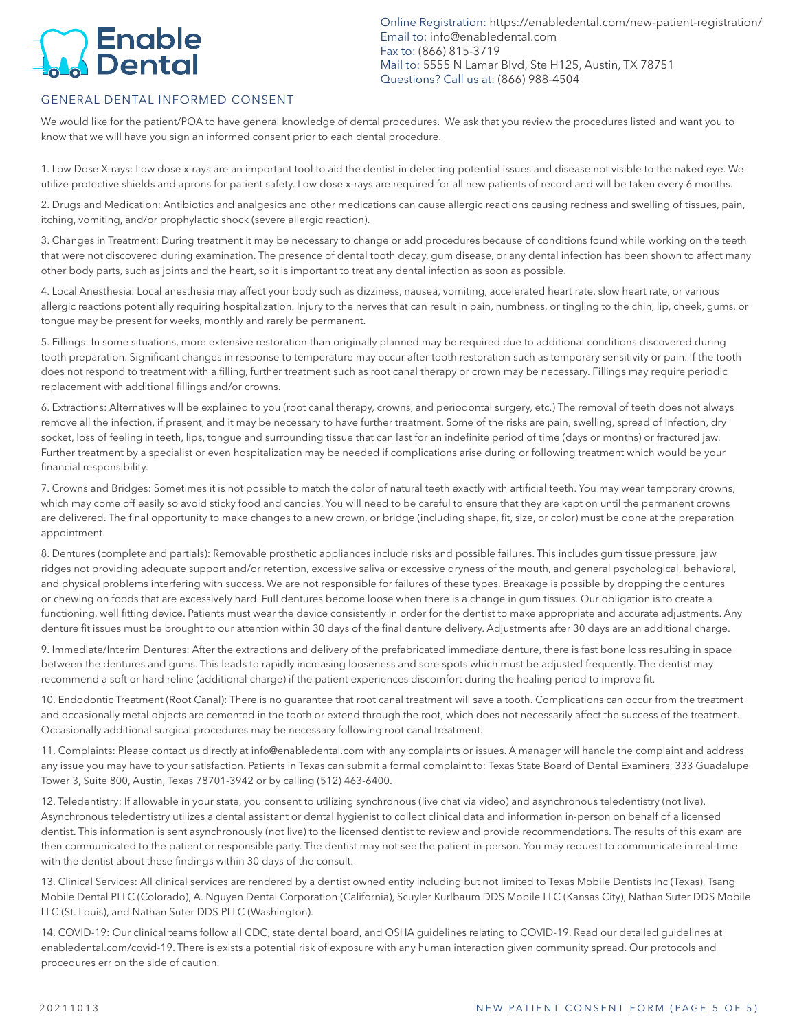Enable Dental

Online Registration: https://enabledental.com/new-patient-registration/
Email to: info@enabledental.com
Fax to: (866) 815-3719
Mail to: 5555 N Lamar Blvd, Ste H125, Austin, TX 78751
Questions? Call us at: (866) 988-4504

## GENERAL DENTAL INFORMED CONSENT

We would like for the patient/POA to have general knowledge of dental procedures. We ask that you review the procedures listed and want you to know that we will have you sign an informed consent prior to each dental procedure.

1. Low Dose X-rays: Low dose x-rays are an important tool to aid the dentist in detecting potential issues and disease not visible to the naked eye. We utilize protective shields and aprons for patient safety. Low dose x-rays are required for all new patients of record and will be taken every 6 months.

2. Drugs and Medication: Antibiotics and analgesics and other medications can cause allergic reactions causing redness and swelling of tissues, pain, itching, vomiting, and/or prophylactic shock (severe allergic reaction).

3. Changes in Treatment: During treatment it may be necessary to change or add procedures because of conditions found while working on the teeth that were not discovered during examination. The presence of dental tooth decay, gum disease, or any dental infection has been shown to affect many other body parts, such as joints and the heart, so it is important to treat any dental infection as soon as possible.

4. Local Anesthesia: Local anesthesia may affect your body such as dizziness, nausea, vomiting, accelerated heart rate, slow heart rate, or various allergic reactions potentially requiring hospitalization. Injury to the nerves that can result in pain, numbness, or tingling to the chin, lip, cheek, gums, or tongue may be present for weeks, monthly and rarely be permanent.

5. Fillings: In some situations, more extensive restoration than originally planned may be required due to additional conditions discovered during tooth preparation. Significant changes in response to temperature may occur after tooth restoration such as temporary sensitivity or pain. If the tooth does not respond to treatment with a filling, further treatment such as root canal therapy or crown may be necessary. Fillings may require periodic replacement with additional fillings and/or crowns.

6. Extractions: Alternatives will be explained to you (root canal therapy, crowns, and periodontal surgery, etc.) The removal of teeth does not always remove all the infection, if present, and it may be necessary to have further treatment. Some of the risks are pain, swelling, spread of infection, dry socket, loss of feeling in teeth, lips, tongue and surrounding tissue that can last for an indefinite period of time (days or months) or fractured jaw. Further treatment by a specialist or even hospitalization may be needed if complications arise during or following treatment which would be your financial responsibility.

7. Crowns and Bridges: Sometimes it is not possible to match the color of natural teeth exactly with artificial teeth. You may wear temporary crowns, which may come off easily so avoid sticky food and candies. You will need to be careful to ensure that they are kept on until the permanent crowns are delivered. The final opportunity to make changes to a new crown, or bridge (including shape, fit, size, or color) must be done at the preparation appointment.

8. Dentures (complete and partials): Removable prosthetic appliances include risks and possible failures. This includes gum tissue pressure, jaw ridges not providing adequate support and/or retention, excessive saliva or excessive dryness of the mouth, and general psychological, behavioral, and physical problems interfering with success. We are not responsible for failures of these types. Breakage is possible by dropping the dentures or chewing on foods that are excessively hard. Full dentures become loose when there is a change in gum tissues. Our obligation is to create a functioning, well fitting device. Patients must wear the device consistently in order for the dentist to make appropriate and accurate adjustments. Any denture fit issues must be brought to our attention within 30 days of the final denture delivery. Adjustments after 30 days are an additional charge.

9. Immediate/Interim Dentures: After the extractions and delivery of the prefabricated immediate denture, there is fast bone loss resulting in space between the dentures and gums. This leads to rapidly increasing looseness and sore spots which must be adjusted frequently. The dentist may recommend a soft or hard reline (additional charge) if the patient experiences discomfort during the healing period to improve fit.

10. Endodontic Treatment (Root Canal): There is no guarantee that root canal treatment will save a tooth. Complications can occur from the treatment and occasionally metal objects are cemented in the tooth or extend through the root, which does not necessarily affect the success of the treatment. Occasionally additional surgical procedures may be necessary following root canal treatment.

11. Complaints: Please contact us directly at info@enabledental.com with any complaints or issues. A manager will handle the complaint and address any issue you may have to your satisfaction. Patients in Texas can submit a formal complaint to: Texas State Board of Dental Examiners, 333 Guadalupe Tower 3, Suite 800, Austin, Texas 78701-3942 or by calling (512) 463-6400.

12. Teledentistry: If allowable in your state, you consent to utilizing synchronous (live chat via video) and asynchronous teledentistry (not live). Asynchronous teledentistry utilizes a dental assistant or dental hygienist to collect clinical data and information in-person on behalf of a licensed dentist. This information is sent asynchronously (not live) to the licensed dentist to review and provide recommendations. The results of this exam are then communicated to the patient or responsible party. The dentist may not see the patient in-person. You may request to communicate in real-time with the dentist about these findings within 30 days of the consult.

13. Clinical Services: All clinical services are rendered by a dentist owned entity including but not limited to Texas Mobile Dentists Inc (Texas), Tsang Mobile Dental PLLC (Colorado), A. Nguyen Dental Corporation (California), Scuyler Kurlbaum DDS Mobile LLC (Kansas City), Nathan Suter DDS Mobile LLC (St. Louis), and Nathan Suter DDS PLLC (Washington).

14. COVID-19: Our clinical teams follow all CDC, state dental board, and OSHA guidelines relating to COVID-19. Read our detailed guidelines at enabledental.com/covid-19. There is exists a potential risk of exposure with any human interaction given community spread. Our protocols and procedures err on the side of caution.

20211013